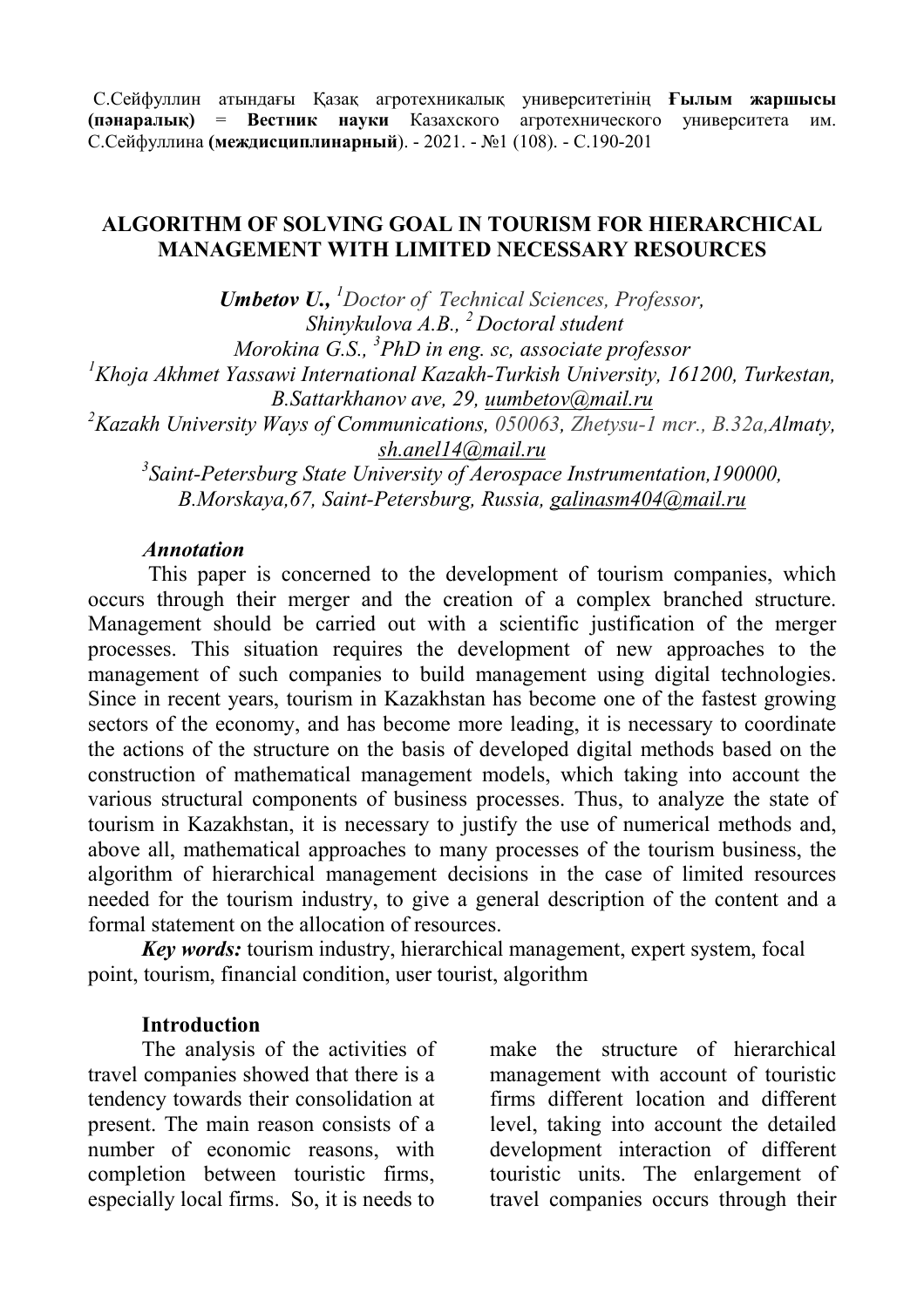С.Сейфуллин атындағы Қазақ агротехникалық университетінің **Ғылым жаршысы (пәнаралық)** = **Вестник науки** Казахского агротехнического университета им. С.Сейфуллина **(междисциплинарный**). - 2021. - №1 (108). - С.190-201

# ALGORITHM OF SOLVING GOAL IN TOURISM FOR HIERARCHICAL MANAGEMENT WITH LIMITED NECESSARY RESOURCES

***Umbetov U.***, *[1]Doctor of Technical Sciences, Professor,*
*Shinykulova A.B., [2] Doctoral student*
*Morokina G.S., [3]PhD in eng. sc, associate professor*
*[1]Khoja Akhmet Yassawi International Kazakh-Turkish University, 161200, Turkestan, B.Sattarkhanov ave, 29, uumbetov@mail.ru*
*[2]Kazakh University Ways of Communications, 050063, Zhetysu-1 mcr., B.32a,Almaty, sh.anel14@mail.ru*
*[3]Saint-Petersburg State University of Aerospace Instrumentation,190000, B.Morskaya,67, Saint-Petersburg, Russia, galinasm404@mail.ru*

***Annotation***

This paper is concerned to the development of tourism companies, which occurs through their merger and the creation of a complex branched structure. Management should be carried out with a scientific justification of the merger processes. This situation requires the development of new approaches to the management of such companies to build management using digital technologies. Since in recent years, tourism in Kazakhstan has become one of the fastest growing sectors of the economy, and has become more leading, it is necessary to coordinate the actions of the structure on the basis of developed digital methods based on the construction of mathematical management models, which taking into account the various structural components of business processes. Thus, to analyze the state of tourism in Kazakhstan, it is necessary to justify the use of numerical methods and, above all, mathematical approaches to many processes of the tourism business, the algorithm of hierarchical management decisions in the case of limited resources needed for the tourism industry, to give a general description of the content and a formal statement on the allocation of resources.

***Key words:*** tourism industry, hierarchical management, expert system, focal point, tourism, financial condition, user tourist, algorithm

## Introduction

The analysis of the activities of travel companies showed that there is a tendency towards their consolidation at present. The main reason consists of a number of economic reasons, with completion between touristic firms, especially local firms. So, it is needs to make the structure of hierarchical management with account of touristic firms different location and different level, taking into account the detailed development interaction of different touristic units. The enlargement of travel companies occurs through their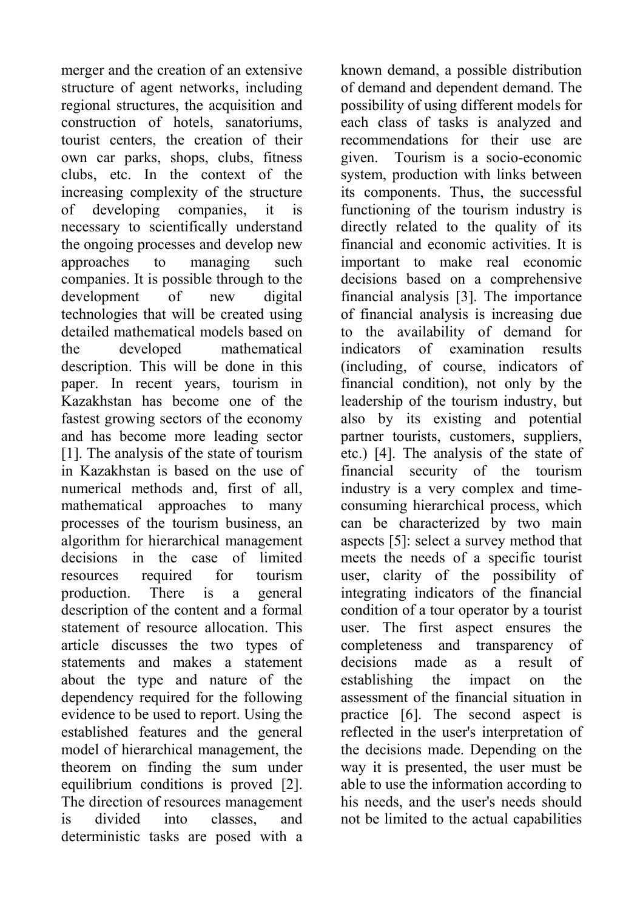merger and the creation of an extensive structure of agent networks, including regional structures, the acquisition and construction of hotels, sanatoriums, tourist centers, the creation of their own car parks, shops, clubs, fitness clubs, etc. In the context of the increasing complexity of the structure of developing companies, it is necessary to scientifically understand the ongoing processes and develop new approaches to managing such companies. It is possible through to the development of new digital technologies that will be created using detailed mathematical models based on the developed mathematical description. This will be done in this paper. In recent years, tourism in Kazakhstan has become one of the fastest growing sectors of the economy and has become more leading sector [1]. The analysis of the state of tourism in Kazakhstan is based on the use of numerical methods and, first of all, mathematical approaches to many processes of the tourism business, an algorithm for hierarchical management decisions in the case of limited resources required for tourism production. There is a general description of the content and a formal statement of resource allocation. This article discusses the two types of statements and makes a statement about the type and nature of the dependency required for the following evidence to be used to report. Using the established features and the general model of hierarchical management, the theorem on finding the sum under equilibrium conditions is proved [2]. The direction of resources management is divided into classes, and deterministic tasks are posed with a known demand, a possible distribution of demand and dependent demand. The possibility of using different models for each class of tasks is analyzed and recommendations for their use are given. Tourism is a socio-economic system, production with links between its components. Thus, the successful functioning of the tourism industry is directly related to the quality of its financial and economic activities. It is important to make real economic decisions based on a comprehensive financial analysis [3]. The importance of financial analysis is increasing due to the availability of demand for indicators of examination results (including, of course, indicators of financial condition), not only by the leadership of the tourism industry, but also by its existing and potential partner tourists, customers, suppliers, etc.) [4]. The analysis of the state of financial security of the tourism industry is a very complex and time-consuming hierarchical process, which can be characterized by two main aspects [5]: select a survey method that meets the needs of a specific tourist user, clarity of the possibility of integrating indicators of the financial condition of a tour operator by a tourist user. The first aspect ensures the completeness and transparency of decisions made as a result of establishing the impact on the assessment of the financial situation in practice [6]. The second aspect is reflected in the user's interpretation of the decisions made. Depending on the way it is presented, the user must be able to use the information according to his needs, and the user's needs should not be limited to the actual capabilities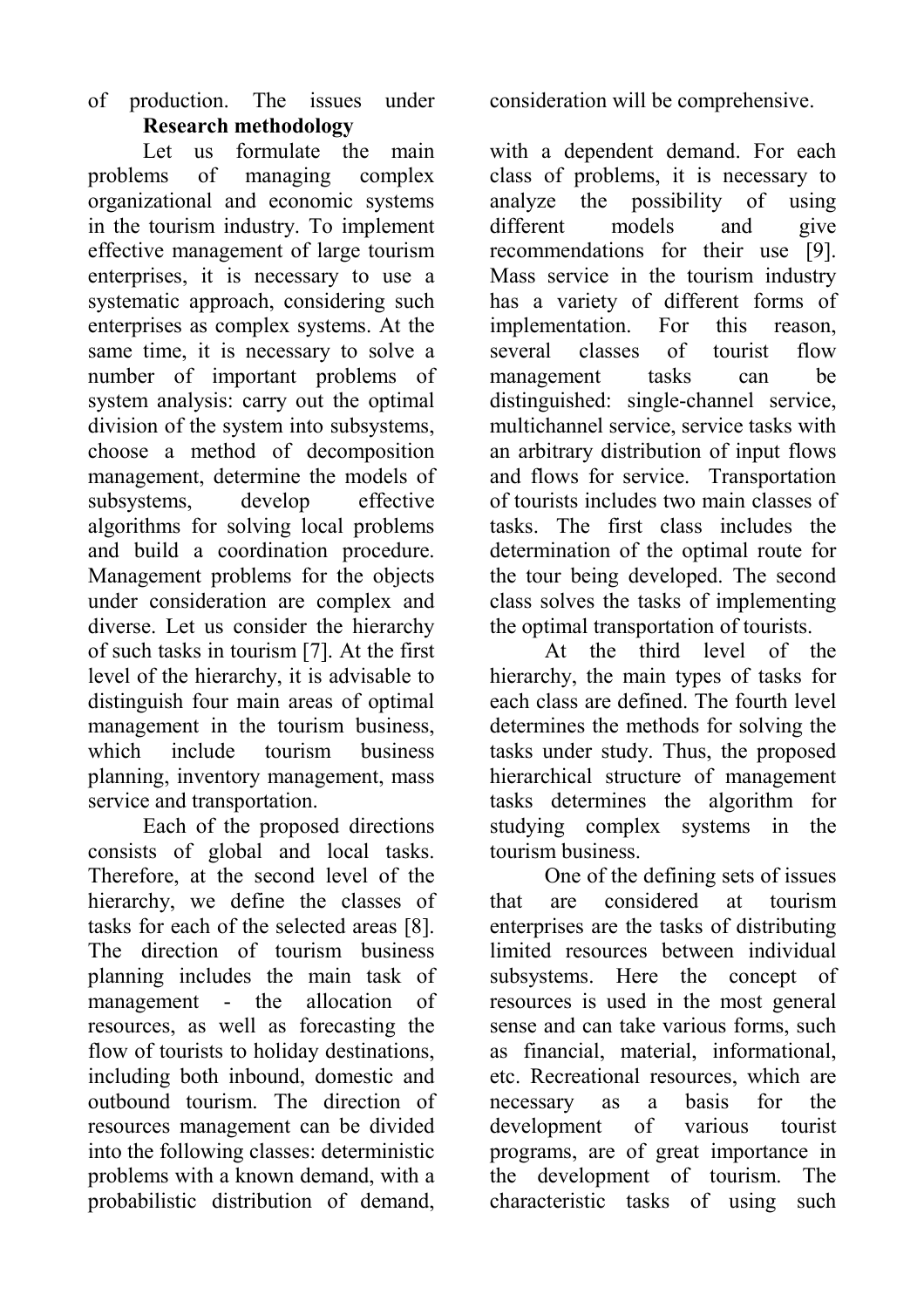of production. The issues under consideration will be comprehensive.

## Research methodology

Let us formulate the main problems of managing complex organizational and economic systems in the tourism industry. To implement effective management of large tourism enterprises, it is necessary to use a systematic approach, considering such enterprises as complex systems. At the same time, it is necessary to solve a number of important problems of system analysis: carry out the optimal division of the system into subsystems, choose a method of decomposition management, determine the models of subsystems, develop effective algorithms for solving local problems and build a coordination procedure. Management problems for the objects under consideration are complex and diverse. Let us consider the hierarchy of such tasks in tourism [7]. At the first level of the hierarchy, it is advisable to distinguish four main areas of optimal management in the tourism business, which include tourism business planning, inventory management, mass service and transportation.

Each of the proposed directions consists of global and local tasks. Therefore, at the second level of the hierarchy, we define the classes of tasks for each of the selected areas [8]. The direction of tourism business planning includes the main task of management - the allocation of resources, as well as forecasting the flow of tourists to holiday destinations, including both inbound, domestic and outbound tourism. The direction of resources management can be divided into the following classes: deterministic problems with a known demand, with a probabilistic distribution of demand, with a dependent demand. For each class of problems, it is necessary to analyze the possibility of using different models and give recommendations for their use [9]. Mass service in the tourism industry has a variety of different forms of implementation. For this reason, several classes of tourist flow management tasks can be distinguished: single-channel service, multichannel service, service tasks with an arbitrary distribution of input flows and flows for service. Transportation of tourists includes two main classes of tasks. The first class includes the determination of the optimal route for the tour being developed. The second class solves the tasks of implementing the optimal transportation of tourists.

At the third level of the hierarchy, the main types of tasks for each class are defined. The fourth level determines the methods for solving the tasks under study. Thus, the proposed hierarchical structure of management tasks determines the algorithm for studying complex systems in the tourism business.

One of the defining sets of issues that are considered at tourism enterprises are the tasks of distributing limited resources between individual subsystems. Here the concept of resources is used in the most general sense and can take various forms, such as financial, material, informational, etc. Recreational resources, which are necessary as a basis for the development of various tourist programs, are of great importance in the development of tourism. The characteristic tasks of using such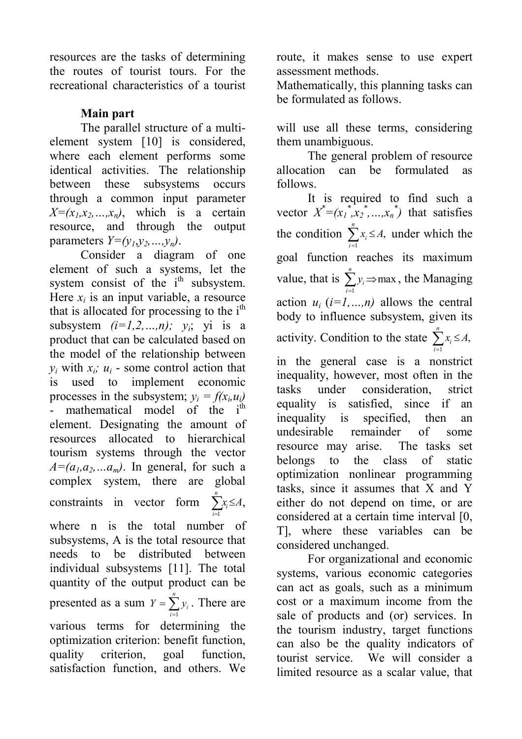resources are the tasks of determining the routes of tourist tours. For the recreational characteristics of a tourist route, it makes sense to use expert assessment methods.

Mathematically, this planning tasks can be formulated as follows.

## Main part

The parallel structure of a multi-element system [10] is considered, where each element performs some identical activities. The relationship between these subsystems occurs through a common input parameter $X=(x_1,x_2,\dots,x_n)$, which is a certain resource, and through the output parameters $Y=(y_1,y_2,\dots,y_n)$.

Consider a diagram of one element of such a systems, let the system consist of the i[th] subsystem. Here $x_i$ is an input variable, a resource that is allocated for processing to the i[th] subsystem $(i=1,2,\dots,n)$; $y_i$; yi is a product that can be calculated based on the model of the relationship between $y_i$ with $x_i$; $u_i$ - some control action that is used to implement economic processes in the subsystem; $y_i = f(x_i,u_i)$ - mathematical model of the i[th] element. Designating the amount of resources allocated to hierarchical tourism systems through the vector $A=(a_1,a_2,\dots a_m)$. In general, for such a complex system, there are global constraints in vector form $\sum_{i=1}^{n} x_i \le A$, where n is the total number of subsystems, A is the total resource that needs to be distributed between individual subsystems [11]. The total quantity of the output product can be presented as a sum $Y = \sum_{i=1}^{n} y_i$. There are various terms for determining the optimization criterion: benefit function, quality criterion, goal function, satisfaction function, and others. We will use all these terms, considering them unambiguous.

The general problem of resource allocation can be formulated as follows.

It is required to find such a vector $X^*=(x_1^*,x_2^*,\dots,x_n^*)$ that satisfies the condition $\sum_{i=1}^{n} x_i \le A,$ under which the goal function reaches its maximum value, that is $\sum_{i=1}^{n} y_i \Rightarrow \max$, the Managing action $u_i$ $(i=1,\dots,n)$ allows the central body to influence subsystem, given its activity. Condition to the state $\sum_{i=1}^{n} x_i \le A,$ in the general case is a nonstrict inequality, however, most often in the tasks under consideration, strict equality is satisfied, since if an inequality is specified, then an undesirable remainder of some resource may arise. The tasks set belongs to the class of static optimization nonlinear programming tasks, since it assumes that X and Y either do not depend on time, or are considered at a certain time interval [0, T], where these variables can be considered unchanged.

For organizational and economic systems, various economic categories can act as goals, such as a minimum cost or a maximum income from the sale of products and (or) services. In the tourism industry, target functions can also be the quality indicators of tourist service. We will consider a limited resource as a scalar value, that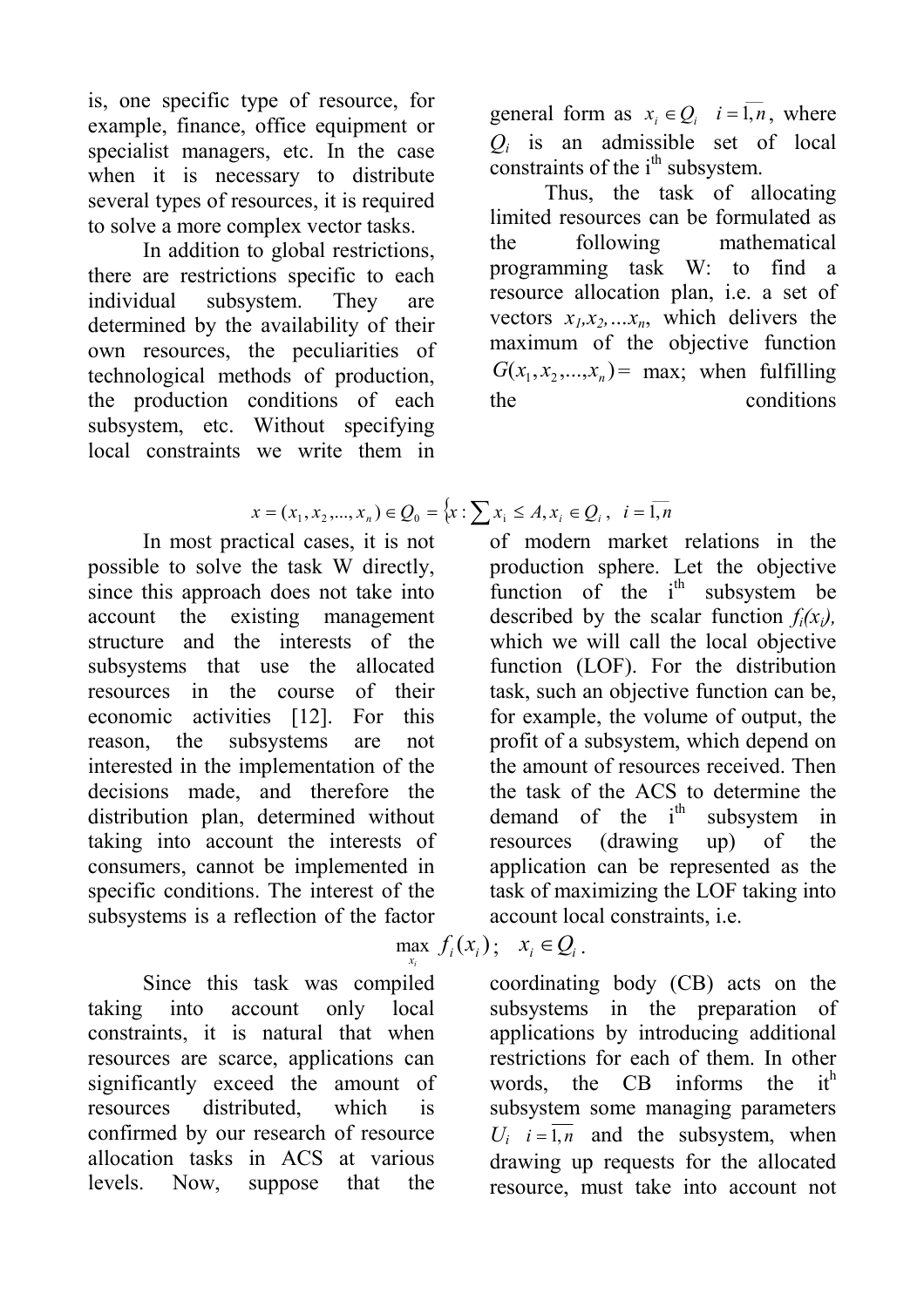is, one specific type of resource, for example, finance, office equipment or specialist managers, etc. In the case when it is necessary to distribute several types of resources, it is required to solve a more complex vector tasks.

In addition to global restrictions, there are restrictions specific to each individual subsystem. They are determined by the availability of their own resources, the peculiarities of technological methods of production, the production conditions of each subsystem, etc. Without specifying local constraints we write them in general form as $x_i \in Q_i \quad i = \overline{1,n}$, where $Q_i$ is an admissible set of local constraints of the i[th] subsystem.

Thus, the task of allocating limited resources can be formulated as the following mathematical programming task W: to find a resource allocation plan, i.e. a set of vectors $x_1, x_2, \ldots x_n$, which delivers the maximum of the objective function $G(x_1, x_2, \ldots, x_n) =$ max; when fulfilling the conditions

$$x = (x_1, x_2, \ldots, x_n) \in Q_0 = \{x : \sum x_i \leq A, x_i \in Q_i\ , \ i = \overline{1,n}$$

In most practical cases, it is not possible to solve the task W directly, since this approach does not take into account the existing management structure and the interests of the subsystems that use the allocated resources in the course of their economic activities [12]. For this reason, the subsystems are not interested in the implementation of the decisions made, and therefore the distribution plan, determined without taking into account the interests of consumers, cannot be implemented in specific conditions. The interest of the subsystems is a reflection of the factor of modern market relations in the production sphere. Let the objective function of the i[th] subsystem be described by the scalar function $f_i(x_i)$, which we will call the local objective function (LOF). For the distribution task, such an objective function can be, for example, the volume of output, the profit of a subsystem, which depend on the amount of resources received. Then the task of the ACS to determine the demand of the i[th] subsystem in resources (drawing up) of the application can be represented as the task of maximizing the LOF taking into account local constraints, i.e.

$$\max_{x_i} f_i(x_i); \quad x_i \in Q_i\ .$$

Since this task was compiled taking into account only local constraints, it is natural that when resources are scarce, applications can significantly exceed the amount of resources distributed, which is confirmed by our research of resource allocation tasks in ACS at various levels. Now, suppose that the coordinating body (CB) acts on the subsystems in the preparation of applications by introducing additional restrictions for each of them. In other words, the CB informs the i[h] subsystem some managing parameters $U_i \quad i = \overline{1,n}$ and the subsystem, when drawing up requests for the allocated resource, must take into account not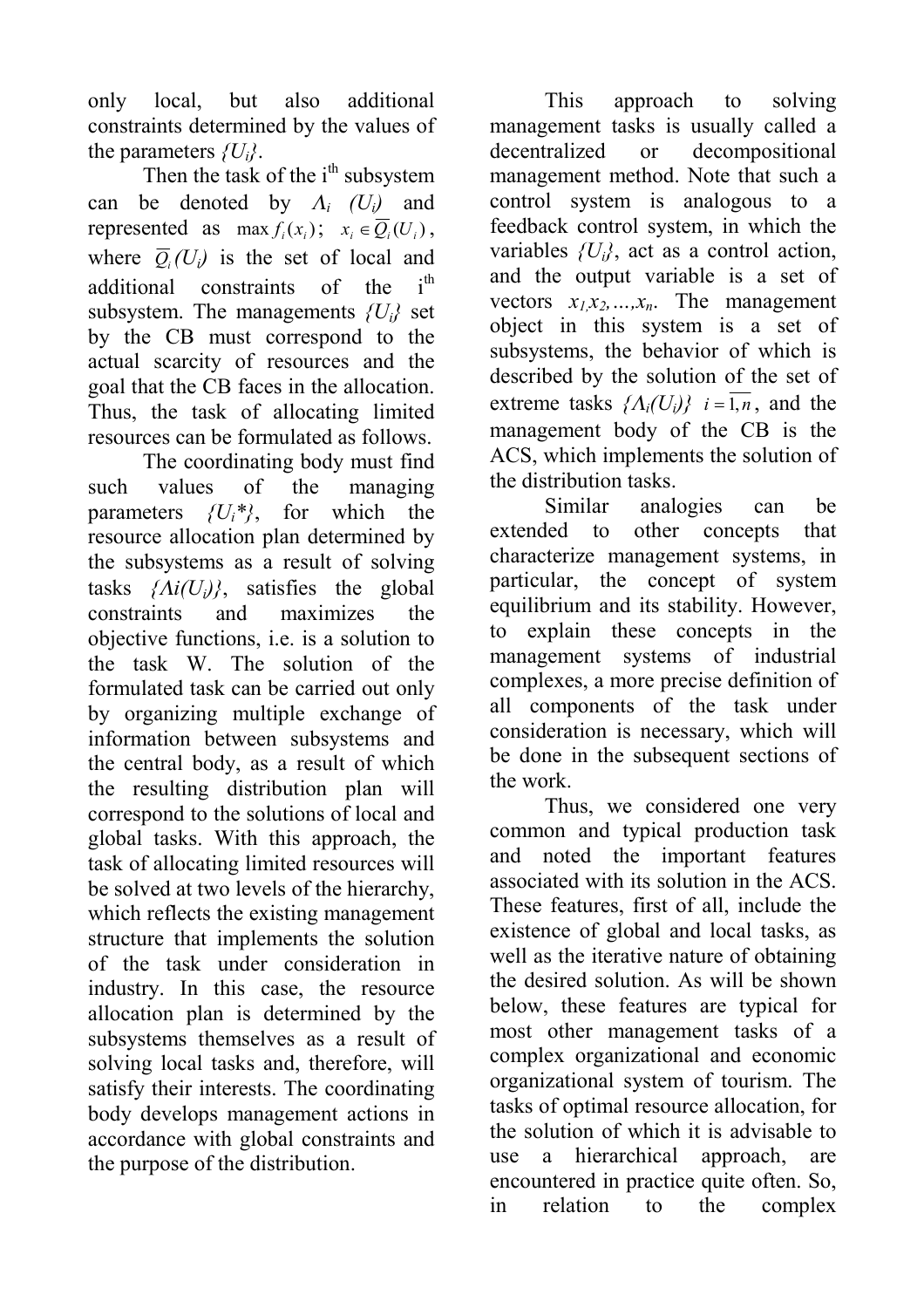only local, but also additional constraints determined by the values of the parameters $\{U_i\}$.

Then the task of the i[th] subsystem can be denoted by $\Lambda_i\ (U_i)$ and represented as $\max f_i(x_i)$; $x_i \in \overline{Q_i}(U_i)$, where $\overline{Q_i}(U_i)$ is the set of local and additional constraints of the i[th] subsystem. The managements $\{U_i\}$ set by the CB must correspond to the actual scarcity of resources and the goal that the CB faces in the allocation. Thus, the task of allocating limited resources can be formulated as follows.

The coordinating body must find such values of the managing parameters $\{U_i^*\}$, for which the resource allocation plan determined by the subsystems as a result of solving tasks $\{\Lambda i(U_i)\}$, satisfies the global constraints and maximizes the objective functions, i.e. is a solution to the task W. The solution of the formulated task can be carried out only by organizing multiple exchange of information between subsystems and the central body, as a result of which the resulting distribution plan will correspond to the solutions of local and global tasks. With this approach, the task of allocating limited resources will be solved at two levels of the hierarchy, which reflects the existing management structure that implements the solution of the task under consideration in industry. In this case, the resource allocation plan is determined by the subsystems themselves as a result of solving local tasks and, therefore, will satisfy their interests. The coordinating body develops management actions in accordance with global constraints and the purpose of the distribution.

This approach to solving management tasks is usually called a decentralized or decompositional management method. Note that such a control system is analogous to a feedback control system, in which the variables $\{U_i\}$, act as a control action, and the output variable is a set of vectors $x_1, x_2, \ldots, x_n$. The management object in this system is a set of subsystems, the behavior of which is described by the solution of the set of extreme tasks $\{\Lambda_i(U_i)\}$ $i = \overline{1,n}$, and the management body of the CB is the ACS, which implements the solution of the distribution tasks.

Similar analogies can be extended to other concepts that characterize management systems, in particular, the concept of system equilibrium and its stability. However, to explain these concepts in the management systems of industrial complexes, a more precise definition of all components of the task under consideration is necessary, which will be done in the subsequent sections of the work.

Thus, we considered one very common and typical production task and noted the important features associated with its solution in the ACS. These features, first of all, include the existence of global and local tasks, as well as the iterative nature of obtaining the desired solution. As will be shown below, these features are typical for most other management tasks of a complex organizational and economic organizational system of tourism. The tasks of optimal resource allocation, for the solution of which it is advisable to use a hierarchical approach, are encountered in practice quite often. So, in relation to the complex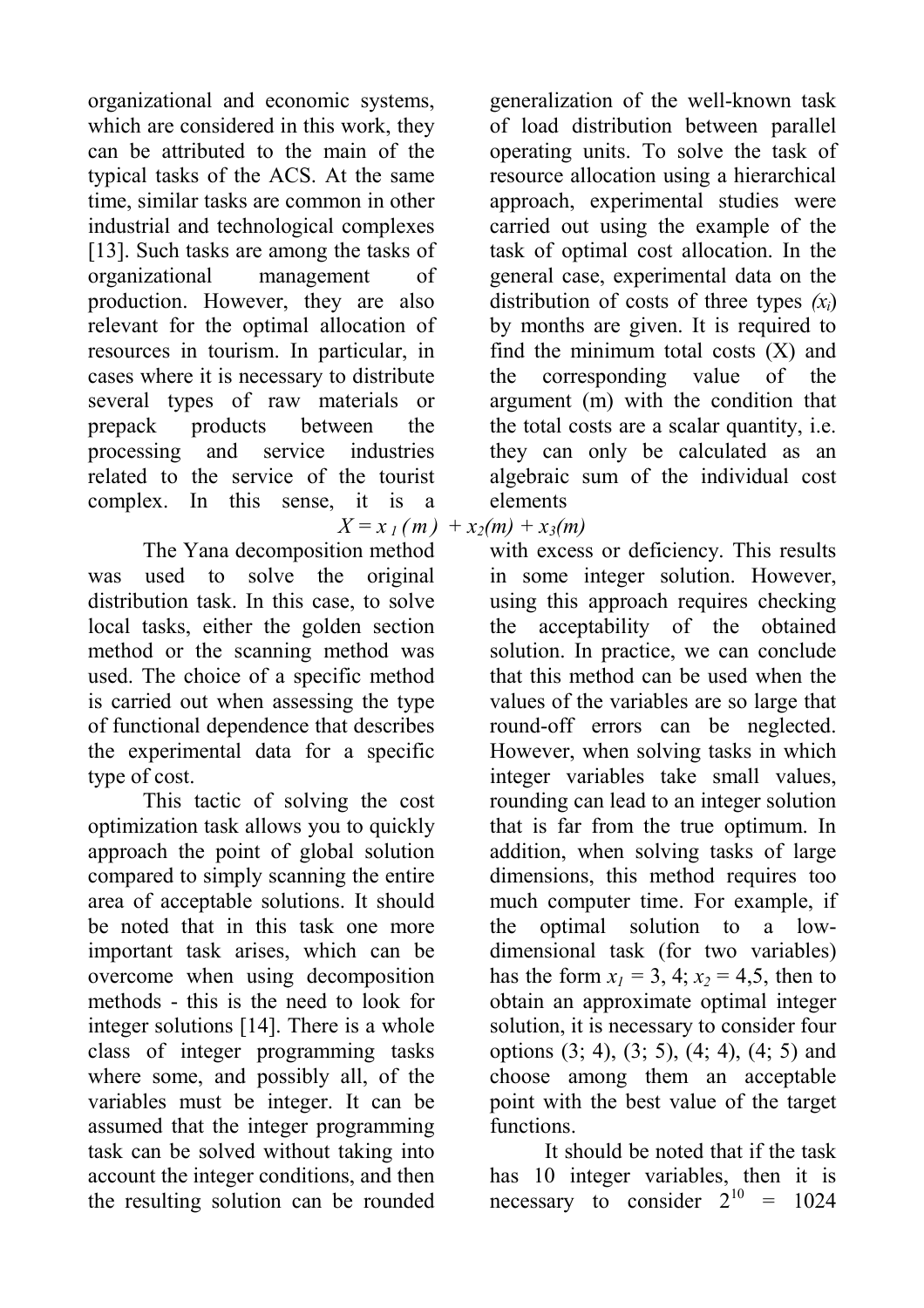organizational and economic systems, which are considered in this work, they can be attributed to the main of the typical tasks of the ACS. At the same time, similar tasks are common in other industrial and technological complexes [13]. Such tasks are among the tasks of organizational management of production. However, they are also relevant for the optimal allocation of resources in tourism. In particular, in cases where it is necessary to distribute several types of raw materials or prepack products between the processing and service industries related to the service of the tourist complex. In this sense, it is a generalization of the well-known task of load distribution between parallel operating units. To solve the task of resource allocation using a hierarchical approach, experimental studies were carried out using the example of the task of optimal cost allocation. In the general case, experimental data on the distribution of costs of three types $(x_i)$ by months are given. It is required to find the minimum total costs (X) and the corresponding value of the argument (m) with the condition that the total costs are a scalar quantity, i.e. they can only be calculated as an algebraic sum of the individual cost elements

$$X = x_1(m) + x_2(m) + x_3(m)$$

The Yana decomposition method was used to solve the original distribution task. In this case, to solve local tasks, either the golden section method or the scanning method was used. The choice of a specific method is carried out when assessing the type of functional dependence that describes the experimental data for a specific type of cost.

This tactic of solving the cost optimization task allows you to quickly approach the point of global solution compared to simply scanning the entire area of acceptable solutions. It should be noted that in this task one more important task arises, which can be overcome when using decomposition methods - this is the need to look for integer solutions [14]. There is a whole class of integer programming tasks where some, and possibly all, of the variables must be integer. It can be assumed that the integer programming task can be solved without taking into account the integer conditions, and then the resulting solution can be rounded with excess or deficiency. This results in some integer solution. However, using this approach requires checking the acceptability of the obtained solution. In practice, we can conclude that this method can be used when the values of the variables are so large that round-off errors can be neglected. However, when solving tasks in which integer variables take small values, rounding can lead to an integer solution that is far from the true optimum. In addition, when solving tasks of large dimensions, this method requires too much computer time. For example, if the optimal solution to a low-dimensional task (for two variables) has the form $x_1 = 3,4$; $x_2 = 4,5$, then to obtain an approximate optimal integer solution, it is necessary to consider four options (3; 4), (3; 5), (4; 4), (4; 5) and choose among them an acceptable point with the best value of the target functions.

It should be noted that if the task has 10 integer variables, then it is necessary to consider $2^{10} = 1024$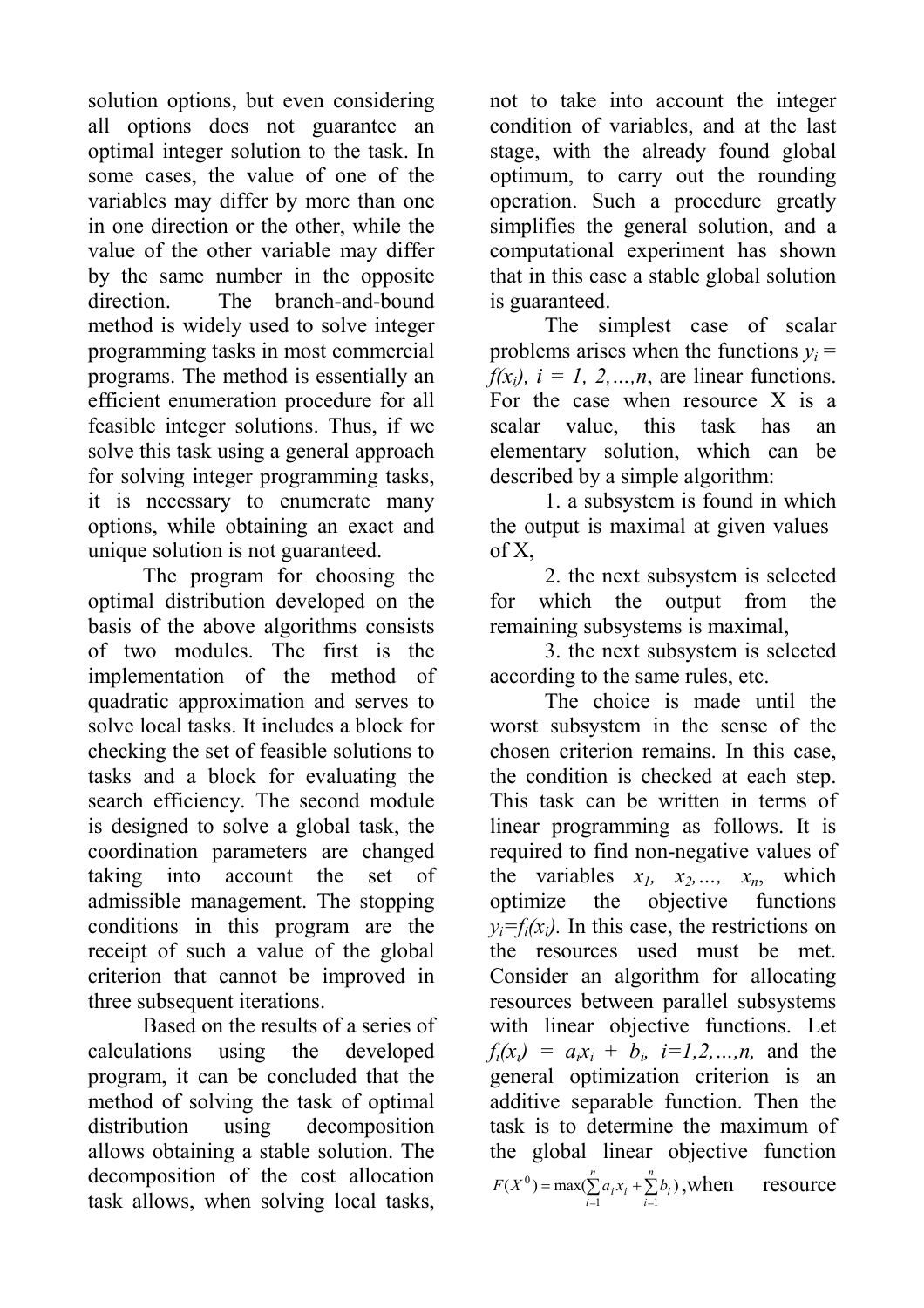solution options, but even considering all options does not guarantee an optimal integer solution to the task. In some cases, the value of one of the variables may differ by more than one in one direction or the other, while the value of the other variable may differ by the same number in the opposite direction. The branch-and-bound method is widely used to solve integer programming tasks in most commercial programs. The method is essentially an efficient enumeration procedure for all feasible integer solutions. Thus, if we solve this task using a general approach for solving integer programming tasks, it is necessary to enumerate many options, while obtaining an exact and unique solution is not guaranteed.

The program for choosing the optimal distribution developed on the basis of the above algorithms consists of two modules. The first is the implementation of the method of quadratic approximation and serves to solve local tasks. It includes a block for checking the set of feasible solutions to tasks and a block for evaluating the search efficiency. The second module is designed to solve a global task, the coordination parameters are changed taking into account the set of admissible management. The stopping conditions in this program are the receipt of such a value of the global criterion that cannot be improved in three subsequent iterations.

Based on the results of a series of calculations using the developed program, it can be concluded that the method of solving the task of optimal distribution using decomposition allows obtaining a stable solution. The decomposition of the cost allocation task allows, when solving local tasks, not to take into account the integer condition of variables, and at the last stage, with the already found global optimum, to carry out the rounding operation. Such a procedure greatly simplifies the general solution, and a computational experiment has shown that in this case a stable global solution is guaranteed.

The simplest case of scalar problems arises when the functions $y_i = f(x_i)$, $i = 1, 2,\ldots,n$, are linear functions. For the case when resource X is a scalar value, this task has an elementary solution, which can be described by a simple algorithm:

1. a subsystem is found in which the output is maximal at given values of X,
2. the next subsystem is selected for which the output from the remaining subsystems is maximal,
3. the next subsystem is selected according to the same rules, etc.

The choice is made until the worst subsystem in the sense of the chosen criterion remains. In this case, the condition is checked at each step. This task can be written in terms of linear programming as follows. It is required to find non-negative values of the variables $x_1, x_2,\ldots, x_n$, which optimize the objective functions $y_i=f_i(x_i)$. In this case, the restrictions on the resources used must be met. Consider an algorithm for allocating resources between parallel subsystems with linear objective functions. Let $f_i(x_i) = a_i x_i + b_i$, $i=1,2,\ldots,n$, and the general optimization criterion is an additive separable function. Then the task is to determine the maximum of the global linear objective function $F(X^0) = \max(\sum_{i=1}^{n} a_i x_i + \sum_{i=1}^{n} b_i)$, when resource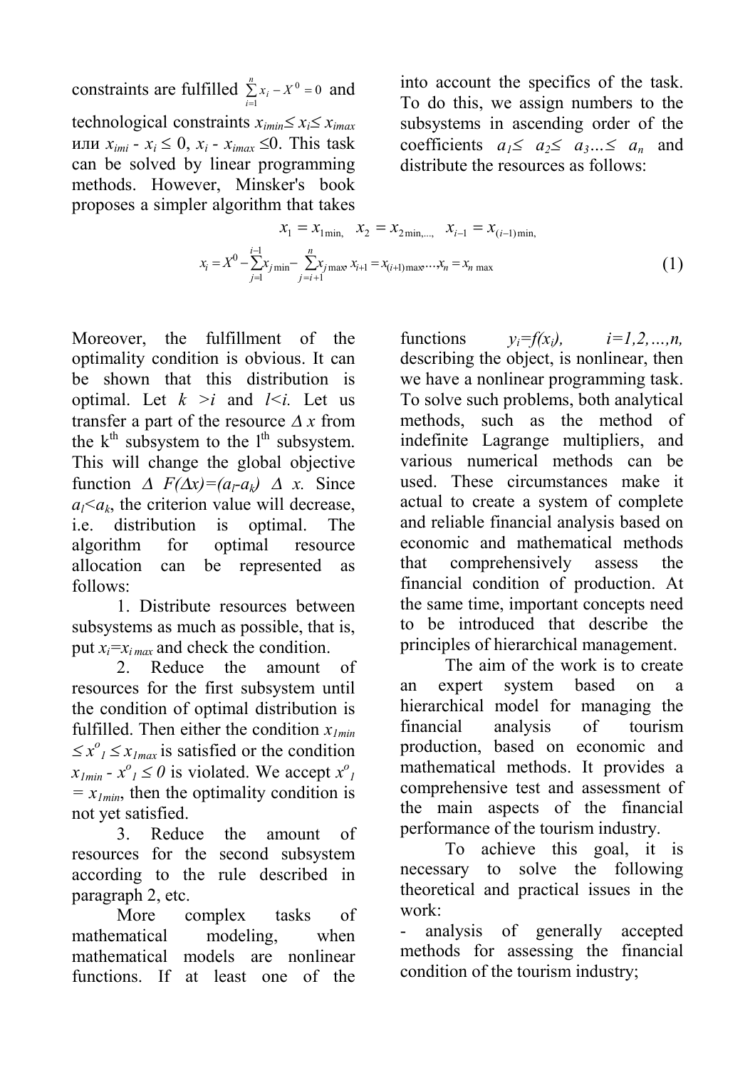constraints are fulfilled $\sum_{i=1}^{n} x_i - X^0 = 0$ and technological constraints $x_{imin} \leq x_i \leq x_{imax}$ или $x_{imi} - x_i \leq 0$, $x_i - x_{imax} \leq 0$. This task can be solved by linear programming methods. However, Minsker's book proposes a simpler algorithm that takes into account the specifics of the task. To do this, we assign numbers to the subsystems in ascending order of the coefficients $a_1 \leq a_2 \leq a_3 \ldots \leq a_n$ and distribute the resources as follows:

$$x_1 = x_{1\min}, \quad x_2 = x_{2\min,\ldots,} \quad x_{i-1} = x_{(i-1)\min,}$$

$$x_i = X^0 - \sum_{j=1}^{i-1} x_{j\min} - \sum_{j=i+1}^{n} x_{j\max}, x_{i+1} = x_{(i+1)\max}, \ldots, x_n = x_{n\max} \tag{1}$$

Moreover, the fulfillment of the optimality condition is obvious. It can be shown that this distribution is optimal. Let $k > i$ and $l < i$. Let us transfer a part of the resource $\Delta x$ from the k[th] subsystem to the l[th] subsystem. This will change the global objective function $\Delta F(\Delta x) = (a_l - a_k) \Delta x$. Since $a_l < a_k$, the criterion value will decrease, i.e. distribution is optimal. The algorithm for optimal resource allocation can be represented as follows:

1. Distribute resources between subsystems as much as possible, that is, put $x_i = x_{i\max}$ and check the condition.
2. Reduce the amount of resources for the first subsystem until the condition of optimal distribution is fulfilled. Then either the condition $x_{1min} \leq x^o_1 \leq x_{1max}$ is satisfied or the condition $x_{1min} - x^o_1 \leq 0$ is violated. We accept $x^o_1 = x_{1min}$, then the optimality condition is not yet satisfied.
3. Reduce the amount of resources for the second subsystem according to the rule described in paragraph 2, etc.

More complex tasks of mathematical modeling, when mathematical models are nonlinear functions. If at least one of the functions $y_i = f(x_i)$, $i = 1, 2, \ldots, n$, describing the object, is nonlinear, then we have a nonlinear programming task. To solve such problems, both analytical methods, such as the method of indefinite Lagrange multipliers, and various numerical methods can be used. These circumstances make it actual to create a system of complete and reliable financial analysis based on economic and mathematical methods that comprehensively assess the financial condition of production. At the same time, important concepts need to be introduced that describe the principles of hierarchical management.

The aim of the work is to create an expert system based on a hierarchical model for managing the financial analysis of tourism production, based on economic and mathematical methods. It provides a comprehensive test and assessment of the main aspects of the financial performance of the tourism industry.

To achieve this goal, it is necessary to solve the following theoretical and practical issues in the work:

- analysis of generally accepted methods for assessing the financial condition of the tourism industry;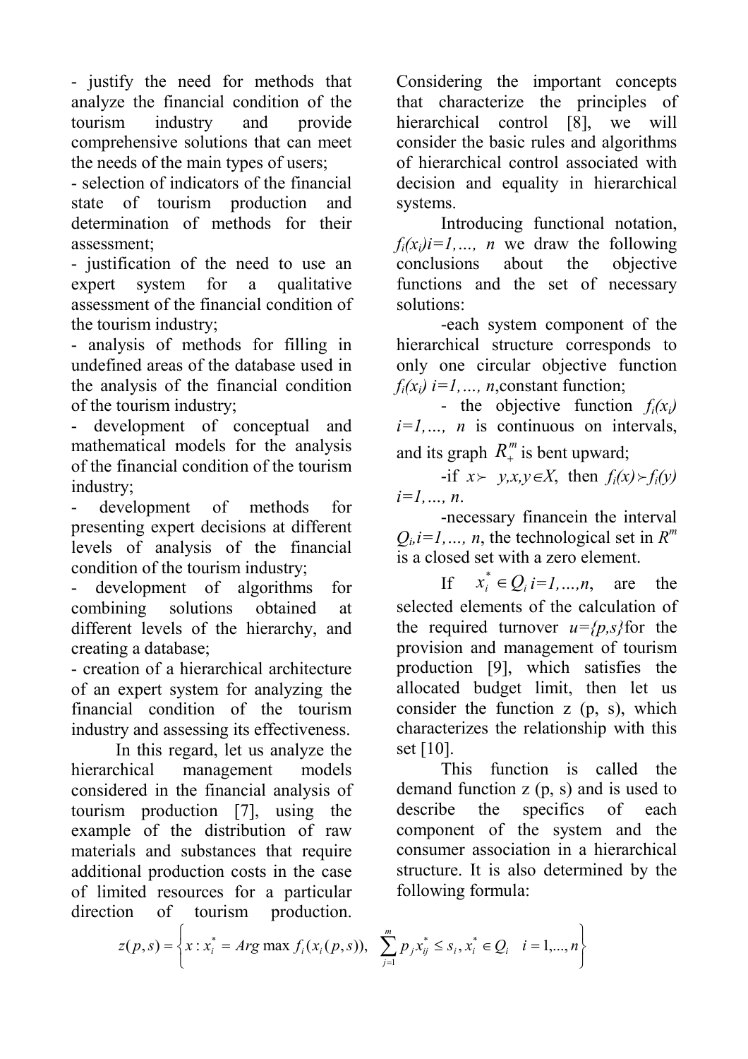- justify the need for methods that analyze the financial condition of the tourism industry and provide comprehensive solutions that can meet the needs of the main types of users;
- selection of indicators of the financial state of tourism production and determination of methods for their assessment;
- justification of the need to use an expert system for a qualitative assessment of the financial condition of the tourism industry;
- analysis of methods for filling in undefined areas of the database used in the analysis of the financial condition of the tourism industry;
- development of conceptual and mathematical models for the analysis of the financial condition of the tourism industry;
- development of methods for presenting expert decisions at different levels of analysis of the financial condition of the tourism industry;
- development of algorithms for combining solutions obtained at different levels of the hierarchy, and creating a database;
- creation of a hierarchical architecture of an expert system for analyzing the financial condition of the tourism industry and assessing its effectiveness.

In this regard, let us analyze the hierarchical management models considered in the financial analysis of tourism production [7], using the example of the distribution of raw materials and substances that require additional production costs in the case of limited resources for a particular direction of tourism production. Considering the important concepts that characterize the principles of hierarchical control [8], we will consider the basic rules and algorithms of hierarchical control associated with decision and equality in hierarchical systems.

Introducing functional notation, $f_i(x_i) i=1,\dots, n$ we draw the following conclusions about the objective functions and the set of necessary solutions:

-each system component of the hierarchical structure corresponds to only one circular objective function $f_i(x_i)$ $i=1,\dots, n$,constant function;

- the objective function $f_i(x_i)$ $i=1,\dots, n$ is continuous on intervals, and its graph $R_+^m$ is bent upward;

-if $x \succ y, x,y \in X$, then $f_i(x) \succ f_i(y)$ $i=1,\dots, n$.

-necessary financein the interval $Q_i, i=1,\dots, n$, the technological set in $R^m$ is a closed set with a zero element.

If $x_i^* \in Q_i$ $i=1,\dots,n$, are the selected elements of the calculation of the required turnover $u=\{p,s\}$for the provision and management of tourism production [9], which satisfies the allocated budget limit, then let us consider the function z (p, s), which characterizes the relationship with this set [10].

This function is called the demand function z (p, s) and is used to describe the specifics of each component of the system and the consumer association in a hierarchical structure. It is also determined by the following formula:

$$z(p,s) = \left\{ x : x_i^* = Arg \max f_i(x_i(p,s)), \quad \sum_{j=1}^{m} p_j x_{ij}^* \le s_i, x_i^* \in Q_i \quad i = 1,\dots,n \right\}$$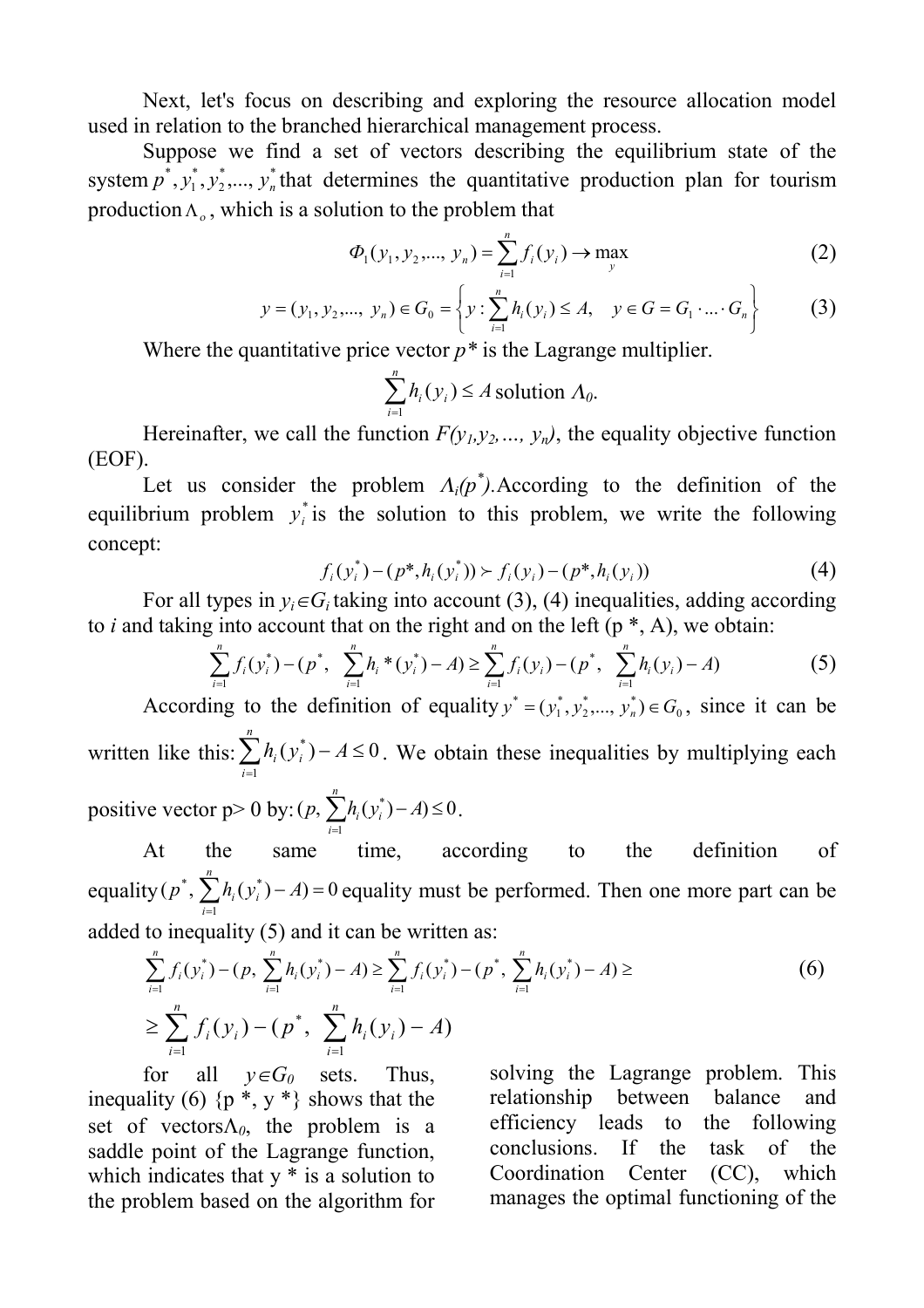Next, let's focus on describing and exploring the resource allocation model used in relation to the branched hierarchical management process.

Suppose we find a set of vectors describing the equilibrium state of the system $p^*, y_1^*, y_2^*, ..., y_n^*$ that determines the quantitative production plan for tourism production $\Lambda_o$, which is a solution to the problem that

$$\Phi_1(y_1, y_2, ..., y_n) = \sum_{i=1}^{n} f_i(y_i) \to \max_y \tag{2}$$

$$y = (y_1, y_2, ..., y_n) \in G_0 = \left\{ y : \sum_{i=1}^{n} h_i(y_i) \le A, \quad y \in G = G_1 \cdot ... \cdot G_n \right\} \tag{3}$$

Where the quantitative price vector $p^*$ is the Lagrange multiplier.

$$\sum_{i=1}^{n} h_i(y_i) \le A \text{ solution } \Lambda_0.$$

Hereinafter, we call the function $F(y_1, y_2, ..., y_n)$, the equality objective function (EOF).

Let us consider the problem $\Lambda_i(p^*)$. According to the definition of the equilibrium problem $y_i^*$ is the solution to this problem, we write the following concept:

$$f_i(y_i^*) - (p^*, h_i(y_i^*)) \succ f_i(y_i) - (p^*, h_i(y_i)) \tag{4}$$

For all types in $y_i \in G_i$ taking into account (3), (4) inequalities, adding according to $i$ and taking into account that on the right and on the left (p *, A), we obtain:

$$\sum_{i=1}^{n} f_i(y_i^*) - (p^*, \sum_{i=1}^{n} h_i * (y_i^*) - A) \ge \sum_{i=1}^{n} f_i(y_i) - (p^*, \sum_{i=1}^{n} h_i(y_i) - A) \tag{5}$$

According to the definition of equality $y^* = (y_1^*, y_2^*, ..., y_n^*) \in G_0$, since it can be written like this: $\sum_{i=1}^{n} h_i(y_i^*) - A \le 0$. We obtain these inequalities by multiplying each positive vector p> 0 by: $(p, \sum_{i=1}^{n} h_i(y_i^*) - A) \le 0$.

At the same time, according to the definition of equality $(p^*, \sum_{i=1}^{n} h_i(y_i^*) - A) = 0$ equality must be performed. Then one more part can be added to inequality (5) and it can be written as:

$$\sum_{i=1}^{n} f_i(y_i^*) - (p, \sum_{i=1}^{n} h_i(y_i^*) - A) \ge \sum_{i=1}^{n} f_i(y_i^*) - (p^*, \sum_{i=1}^{n} h_i(y_i^*) - A) \ge \tag{6}$$

$$\ge \sum_{i=1}^{n} f_i(y_i) - (p^*, \sum_{i=1}^{n} h_i(y_i) - A)$$

for all $y \in G_0$ sets. Thus, inequality (6) {p *, y *} shows that the set of vectors $\Lambda_0$, the problem is a saddle point of the Lagrange function, which indicates that y * is a solution to the problem based on the algorithm for solving the Lagrange problem. This relationship between balance and efficiency leads to the following conclusions. If the task of the Coordination Center (CC), which manages the optimal functioning of the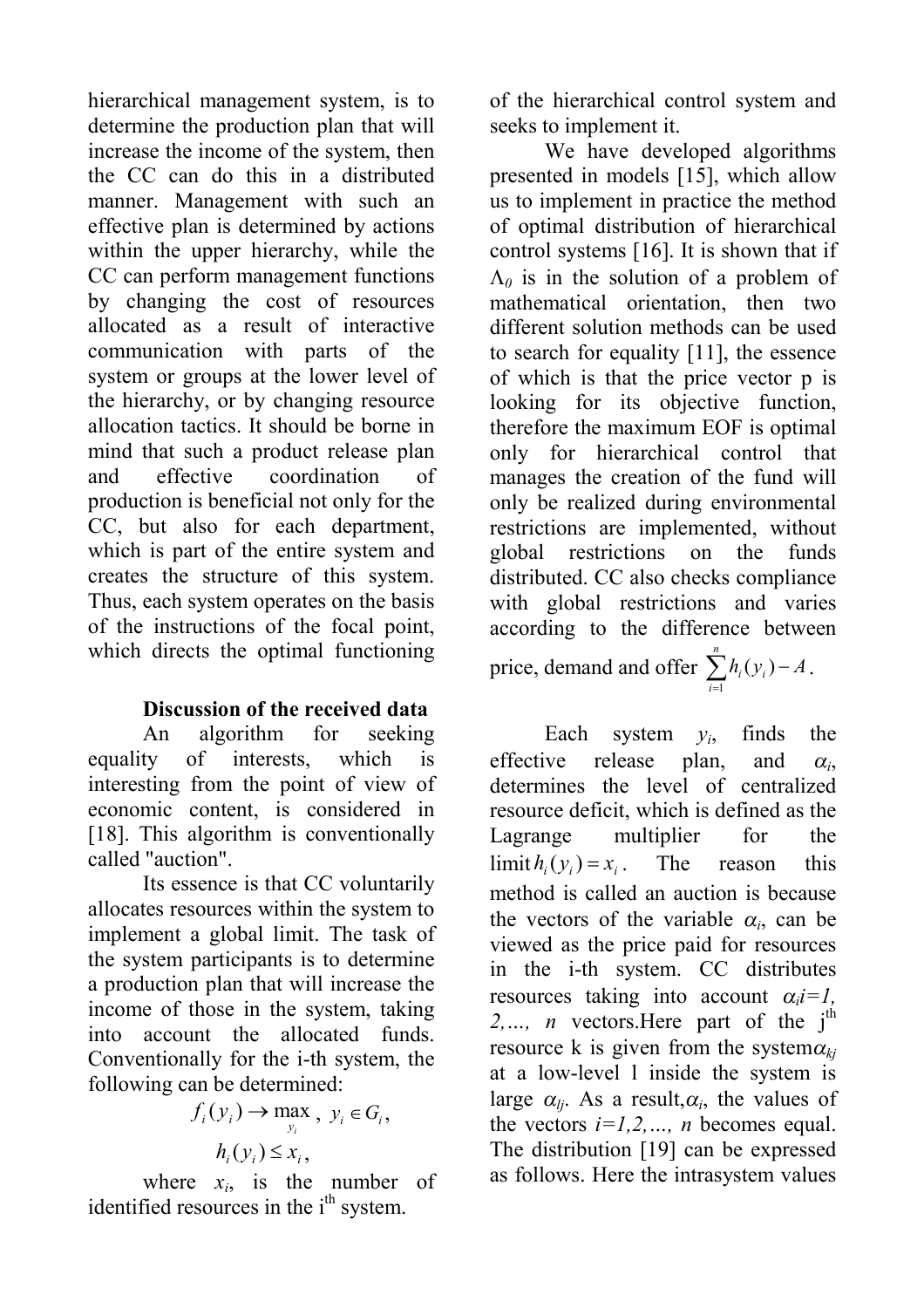hierarchical management system, is to determine the production plan that will increase the income of the system, then the CC can do this in a distributed manner. Management with such an effective plan is determined by actions within the upper hierarchy, while the CC can perform management functions by changing the cost of resources allocated as a result of interactive communication with parts of the system or groups at the lower level of the hierarchy, or by changing resource allocation tactics. It should be borne in mind that such a product release plan and effective coordination of production is beneficial not only for the CC, but also for each department, which is part of the entire system and creates the structure of this system. Thus, each system operates on the basis of the instructions of the focal point, which directs the optimal functioning

### Discussion of the received data

An algorithm for seeking equality of interests, which is interesting from the point of view of economic content, is considered in [18]. This algorithm is conventionally called "auction".

Its essence is that CC voluntarily allocates resources within the system to implement a global limit. The task of the system participants is to determine a production plan that will increase the income of those in the system, taking into account the allocated funds. Conventionally for the i-th system, the following can be determined:

$$f_i(y_i) \rightarrow \max_{y_i}, \; y_i \in G_i,$$

$$h_i(y_i) \leq x_i,$$

where $x_i$, is the number of identified resources in the i[th] system.

of the hierarchical control system and seeks to implement it.

We have developed algorithms presented in models [15], which allow us to implement in practice the method of optimal distribution of hierarchical control systems [16]. It is shown that if $\Lambda_0$ is in the solution of a problem of mathematical orientation, then two different solution methods can be used to search for equality [11], the essence of which is that the price vector p is looking for its objective function, therefore the maximum EOF is optimal only for hierarchical control that manages the creation of the fund will only be realized during environmental restrictions are implemented, without global restrictions on the funds distributed. CC also checks compliance with global restrictions and varies according to the difference between price, demand and offer $\sum_{i=1}^{n} h_i(y_i) - A$.

Each system $y_i$, finds the effective release plan, and $\alpha_i$, determines the level of centralized resource deficit, which is defined as the Lagrange multiplier for the limit $h_i(y_i) = x_i$. The reason this method is called an auction is because the vectors of the variable $\alpha_i$, can be viewed as the price paid for resources in the i-th system. CC distributes resources taking into account $\alpha_i i=1, 2, \ldots, n$ vectors.Here part of the j[th] resource k is given from the system$\alpha_{kj}$ at a low-level l inside the system is large $\alpha_{lj}$. As a result,$\alpha_i$, the values of the vectors $i=1,2,\ldots, n$ becomes equal. The distribution [19] can be expressed as follows. Here the intrasystem values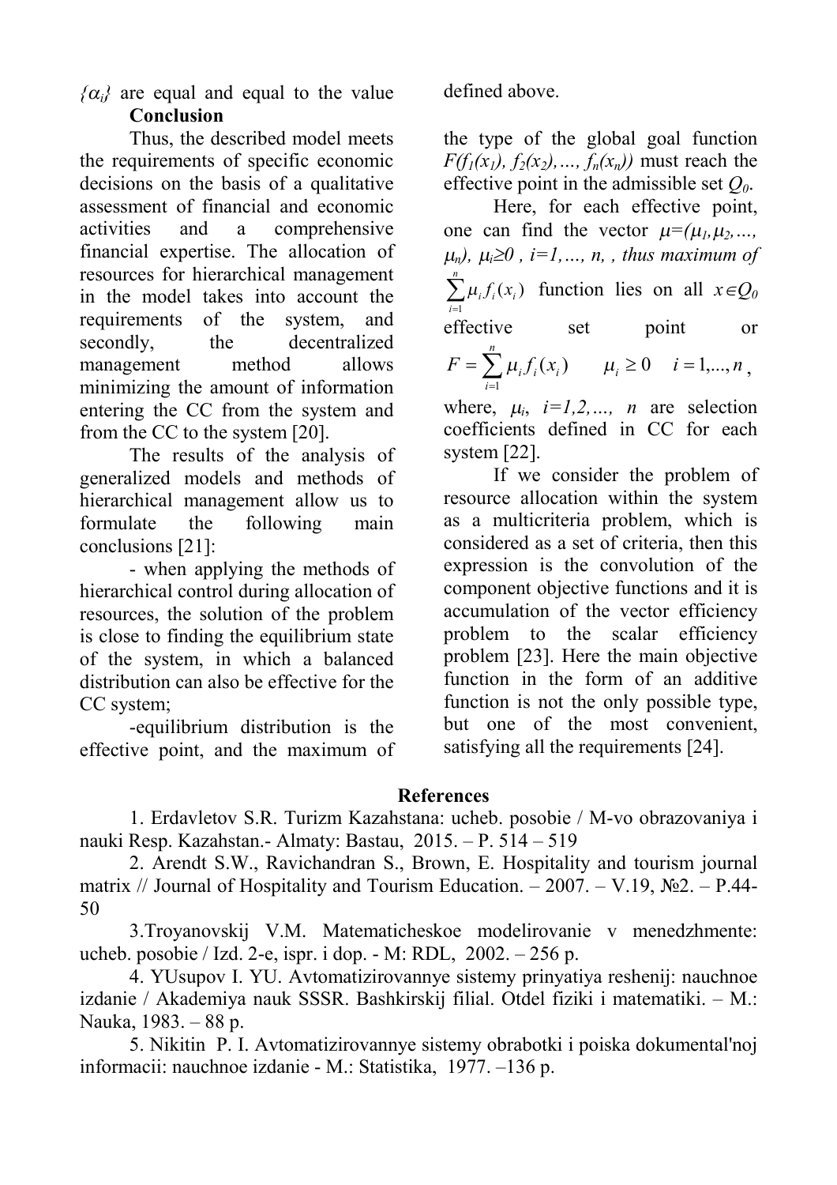$\{\alpha_i\}$ are equal and equal to the value defined above.

## Conclusion

Thus, the described model meets the requirements of specific economic decisions on the basis of a qualitative assessment of financial and economic activities and a comprehensive financial expertise. The allocation of resources for hierarchical management in the model takes into account the requirements of the system, and secondly, the decentralized management method allows minimizing the amount of information entering the CC from the system and from the CC to the system [20].

The results of the analysis of generalized models and methods of hierarchical management allow us to formulate the following main conclusions [21]:

- when applying the methods of hierarchical control during allocation of resources, the solution of the problem is close to finding the equilibrium state of the system, in which a balanced distribution can also be effective for the CC system;

-equilibrium distribution is the effective point, and the maximum of the type of the global goal function $F(f_1(x_1), f_2(x_2),..., f_n(x_n))$ must reach the effective point in the admissible set $Q_0$.

Here, for each effective point, one can find the vector $\mu=(\mu_1,\mu_2,..., \mu_n)$, $\mu_i \geq 0$ , $i=1,..., n$, *thus maximum of* $\sum_{i=1}^{n}\mu_i f_i(x_i)$ function lies on all $x \in Q_0$ effective set point or

$$F = \sum_{i=1}^{n} \mu_i f_i(x_i) \qquad \mu_i \geq 0 \quad i = 1,...,n,$$

where, $\mu_i$, $i=1,2,..., n$ are selection coefficients defined in CC for each system [22].

If we consider the problem of resource allocation within the system as a multicriteria problem, which is considered as a set of criteria, then this expression is the convolution of the component objective functions and it is accumulation of the vector efficiency problem to the scalar efficiency problem [23]. Here the main objective function in the form of an additive function is not the only possible type, but one of the most convenient, satisfying all the requirements [24].

## References

1. Erdavletov S.R. Turizm Kazahstana: ucheb. posobie / M-vo obrazovaniya i nauki Resp. Kazahstan.- Almaty: Bastau, 2015. – P. 514 – 519

2. Arendt S.W., Ravichandran S., Brown, E. Hospitality and tourism journal matrix // Journal of Hospitality and Tourism Education. – 2007. – V.19, №2. – P.44-50

3.Troyanovskij V.M. Matematicheskoe modelirovanie v menedzhmente: ucheb. posobie / Izd. 2-e, ispr. i dop. - M: RDL, 2002. – 256 p.

4. YUsupov I. YU. Avtomatizirovannye sistemy prinyatiya reshenij: nauchnoe izdanie / Akademiya nauk SSSR. Bashkirskij filial. Otdel fiziki i matematiki. – M.: Nauka, 1983. – 88 p.

5. Nikitin P. I. Avtomatizirovannye sistemy obrabotki i poiska dokumental'noj informacii: nauchnoe izdanie - M.: Statistika, 1977. –136 p.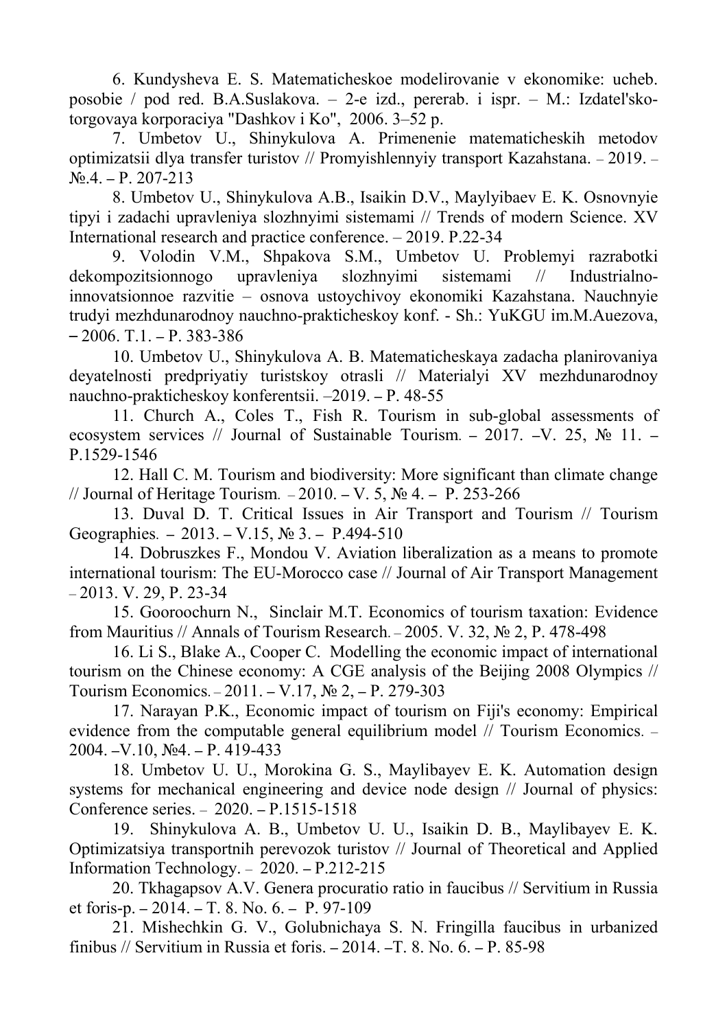6. Kundysheva E. S. Matematicheskoe modelirovanie v ekonomike: ucheb. posobie / pod red. B.A.Suslakova. – 2-e izd., pererab. i ispr. – M.: Izdatel'sko-torgovaya korporaciya "Dashkov i Ko", 2006. 3–52 p.

7. Umbetov U., Shinykulova A. Primenenie matematicheskih metodov optimizatsii dlya transfer turistov // Promyishlennyiy transport Kazahstana. – 2019. – №.4. – P. 207-213

8. Umbetov U., Shinykulova A.B., Isaikin D.V., Maylyibaev E. K. Osnovnyie tipyi i zadachi upravleniya slozhnyimi sistemami // Trends of modern Science. XV International research and practice conference. – 2019. P.22-34

9. Volodin V.M., Shpakova S.M., Umbetov U. Problemyi razrabotki dekompozitsionnogo upravleniya slozhnyimi sistemami // Industrialno-innovatsionnoe razvitie – osnova ustoychivoy ekonomiki Kazahstana. Nauchnyie trudyi mezhdunarodnoy nauchno-prakticheskoy konf. - Sh.: YuKGU im.M.Auezova, – 2006. T.1. – P. 383-386

10. Umbetov U., Shinykulova A. B. Matematicheskaya zadacha planirovaniya deyatelnosti predpriyatiy turistskoy otrasli // Materialyi XV mezhdunarodnoy nauchno-prakticheskoy konferentsii. –2019. – P. 48-55

11. Church A., Coles T., Fish R. Tourism in sub-global assessments of ecosystem services // Journal of Sustainable Tourism. – 2017. –V. 25, № 11. – P.1529-1546

12. Hall C. M. Tourism and biodiversity: More significant than climate change // Journal of Heritage Tourism. – 2010. – V. 5, № 4. – P. 253-266

13. Duval D. T. Critical Issues in Air Transport and Tourism // Tourism Geographies. – 2013. – V.15, № 3. – P.494-510

14. Dobruszkes F., Mondou V. Aviation liberalization as a means to promote international tourism: The EU-Morocco case // Journal of Air Transport Management – 2013. V. 29, P. 23-34

15. Gooroochurn N., Sinclair M.T. Economics of tourism taxation: Evidence from Mauritius // Annals of Tourism Research. – 2005. V. 32, № 2, P. 478-498

16. Li S., Blake A., Cooper C. Modelling the economic impact of international tourism on the Chinese economy: A CGE analysis of the Beijing 2008 Olympics // Tourism Economics. – 2011. – V.17, № 2, – P. 279-303

17. Narayan P.K., Economic impact of tourism on Fiji's economy: Empirical evidence from the computable general equilibrium model // Tourism Economics. – 2004. –V.10, №4. – P. 419-433

18. Umbetov U. U., Morokina G. S., Maylibayev E. K. Automation design systems for mechanical engineering and device node design // Journal of physics: Conference series. – 2020. – P.1515-1518

19. Shinykulova A. B., Umbetov U. U., Isaikin D. B., Maylibayev E. K. Optimizatsiya transportnih perevozok turistov // Journal of Theoretical and Applied Information Technology. – 2020. – P.212-215

20. Tkhagapsov A.V. Genera procuratio ratio in faucibus // Servitium in Russia et foris-p. – 2014. – T. 8. No. 6. – P. 97-109

21. Mishechkin G. V., Golubnichaya S. N. Fringilla faucibus in urbanized finibus // Servitium in Russia et foris. – 2014. –T. 8. No. 6. – P. 85-98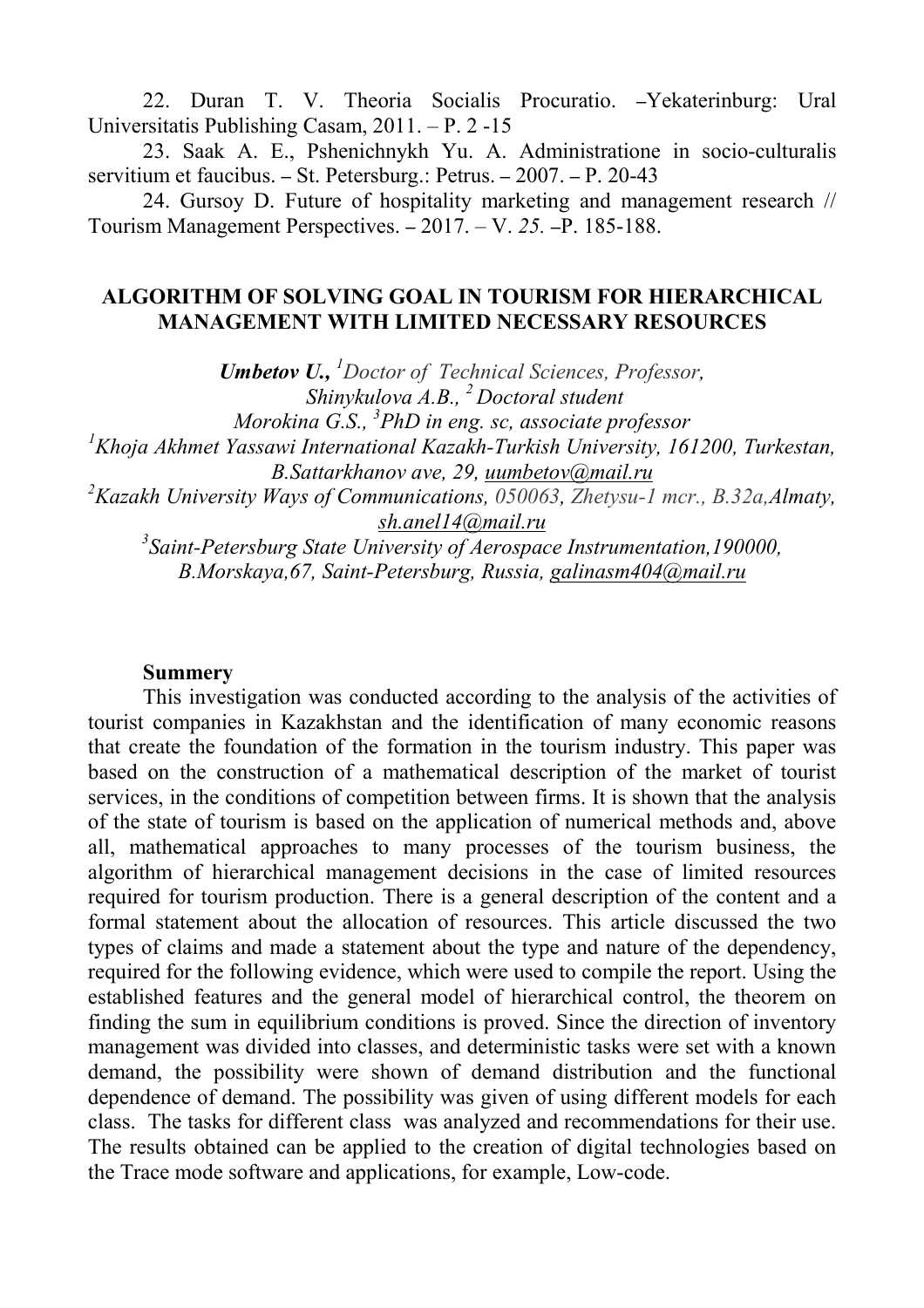22. Duran T. V. Theoria Socialis Procuratio. –Yekaterinburg: Ural Universitatis Publishing Casam, 2011. – P. 2 -15

23. Saak A. E., Pshenichnykh Yu. A. Administratione in socio-culturalis servitium et faucibus. – St. Petersburg.: Petrus. – 2007. – P. 20-43

24. Gursoy D. Future of hospitality marketing and management research // Tourism Management Perspectives. – 2017. – V. *25.* –P. 185-188.

## ALGORITHM OF SOLVING GOAL IN TOURISM FOR HIERARCHICAL MANAGEMENT WITH LIMITED NECESSARY RESOURCES

***Umbetov U.***, *[1]Doctor of Technical Sciences, Professor,*
*Shinykulova A.B., [2] Doctoral student*
*Morokina G.S., [3]PhD in eng. sc, associate professor*
*[1]Khoja Akhmet Yassawi International Kazakh-Turkish University, 161200, Turkestan, B.Sattarkhanov ave, 29, uumbetov@mail.ru*
*[2]Kazakh University Ways of Communications, 050063, Zhetysu-1 mcr., B.32a, Almaty, sh.anel14@mail.ru*
*[3]Saint-Petersburg State University of Aerospace Instrumentation, 190000, B.Morskaya, 67, Saint-Petersburg, Russia, galinasm404@mail.ru*

**Summery**

This investigation was conducted according to the analysis of the activities of tourist companies in Kazakhstan and the identification of many economic reasons that create the foundation of the formation in the tourism industry. This paper was based on the construction of a mathematical description of the market of tourist services, in the conditions of competition between firms. It is shown that the analysis of the state of tourism is based on the application of numerical methods and, above all, mathematical approaches to many processes of the tourism business, the algorithm of hierarchical management decisions in the case of limited resources required for tourism production. There is a general description of the content and a formal statement about the allocation of resources. This article discussed the two types of claims and made a statement about the type and nature of the dependency, required for the following evidence, which were used to compile the report. Using the established features and the general model of hierarchical control, the theorem on finding the sum in equilibrium conditions is proved. Since the direction of inventory management was divided into classes, and deterministic tasks were set with a known demand, the possibility were shown of demand distribution and the functional dependence of demand. The possibility was given of using different models for each class. The tasks for different class was analyzed and recommendations for their use. The results obtained can be applied to the creation of digital technologies based on the Trace mode software and applications, for example, Low-code.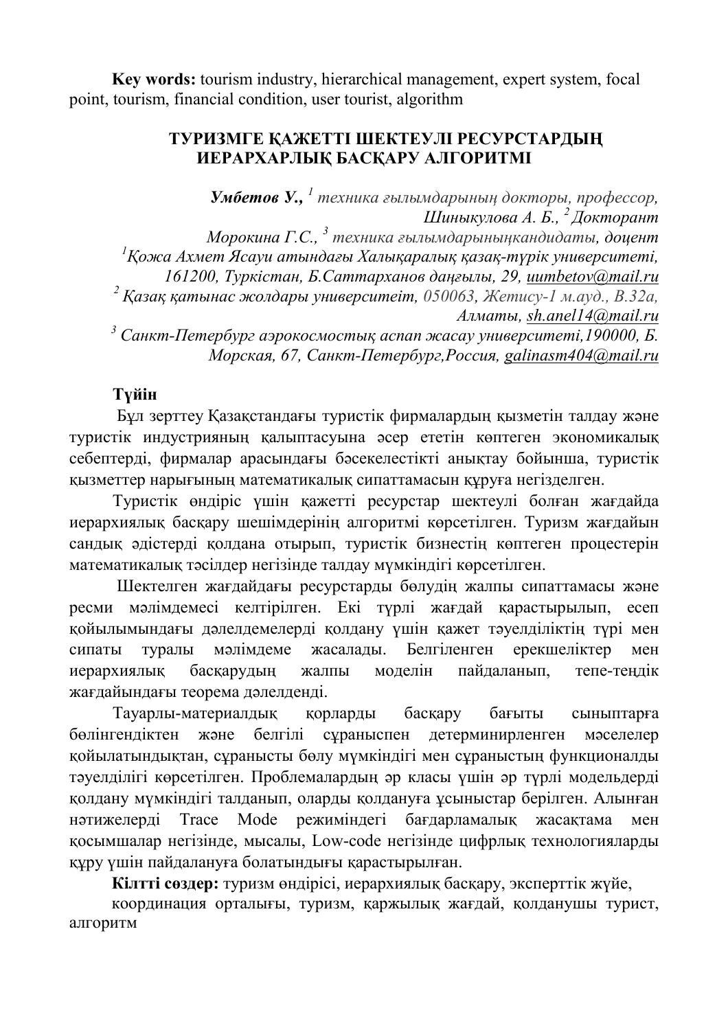**Key words:** tourism industry, hierarchical management, expert system, focal point, tourism, financial condition, user tourist, algorithm

## ТУРИЗМГЕ ҚАЖЕТТІ ШЕКТЕУЛІ РЕСУРСТАРДЫҢ ИЕРАРХАРЛЫҚ БАСҚАРУ АЛГОРИТМІ

***Умбетов У.,*** [1] *техника ғылымдарының докторы, профессор,*
*Шиныкулова А. Б.,* [2] *Докторант*
*Морокина Г.С.,* [3] *техника ғылымдарыныңкандидаты, доцент*
[1]*Қожа Ахмет Ясауи атындағы Халықаралық қазақ-түрік университеті, 161200, Туркістан, Б.Саттарханов даңғылы, 29, uumbetov@mail.ru*
[2] *Қазақ қатынас жолдары университеіт, 050063, Жетису-1 м.ауд., В.32а, Алматы, sh.anel14@mail.ru*
[3] *Санкт-Петербург аэрокосмостық аспап жасау университеті,190000, Б. Морская, 67, Санкт-Петербург,Россия, galinasm404@mail.ru*

**Түйін**

Бұл зерттеу Қазақстандағы туристік фирмалардың қызметін талдау және туристік индустрияның қалыптасуына әсер ететін көптеген экономикалық себептерді, фирмалар арасындағы бәсекелестікті анықтау бойынша, туристік қызметтер нарығының математикалық сипаттамасын құруға негізделген.

Туристік өндіріс үшін қажетті ресурстар шектеулі болған жағдайда иерархиялық басқару шешімдерінің алгоритмі көрсетілген. Туризм жағдайын сандық әдістерді қолдана отырып, туристік бизнестің көптеген процестерін математикалық тәсілдер негізінде талдау мүмкіндігі көрсетілген.

Шектелген жағдайдағы ресурстарды бөлудің жалпы сипаттамасы және ресми мәлімдемесі келтірілген. Екі түрлі жағдай қарастырылып, есеп қойылымындағы дәлелдемелерді қолдану үшін қажет тәуелділіктің түрі мен сипаты туралы мәлімдеме жасалады. Белгіленген ерекшеліктер мен иерархиялық басқарудың жалпы моделін пайдаланып, тепе-теңдік жағдайындағы теорема дәлелденді.

Тауарлы-материалдық қорларды басқару бағыты сыныптарға бөлінгендіктен және белгілі сұраныспен детерминирленген мәселелер қойылатындықтан, сұранысты бөлу мүмкіндігі мен сұраныстың функционалды тәуелділігі көрсетілген. Проблемалардың әр класы үшін әр түрлі модельдерді қолдану мүмкіндігі талданып, оларды қолдануға ұсыныстар берілген. Алынған нәтижелерді Trace Mode режиміндегі бағдарламалық жасақтама мен қосымшалар негізінде, мысалы, Low-code негізінде цифрлық технологияларды құру үшін пайдалануға болатындығы қарастырылған.

**Кілтті сөздер:** туризм өндірісі, иерархиялық басқару, эксперттік жүйе, координация орталығы, туризм, қаржылық жағдай, қолданушы турист, алгоритм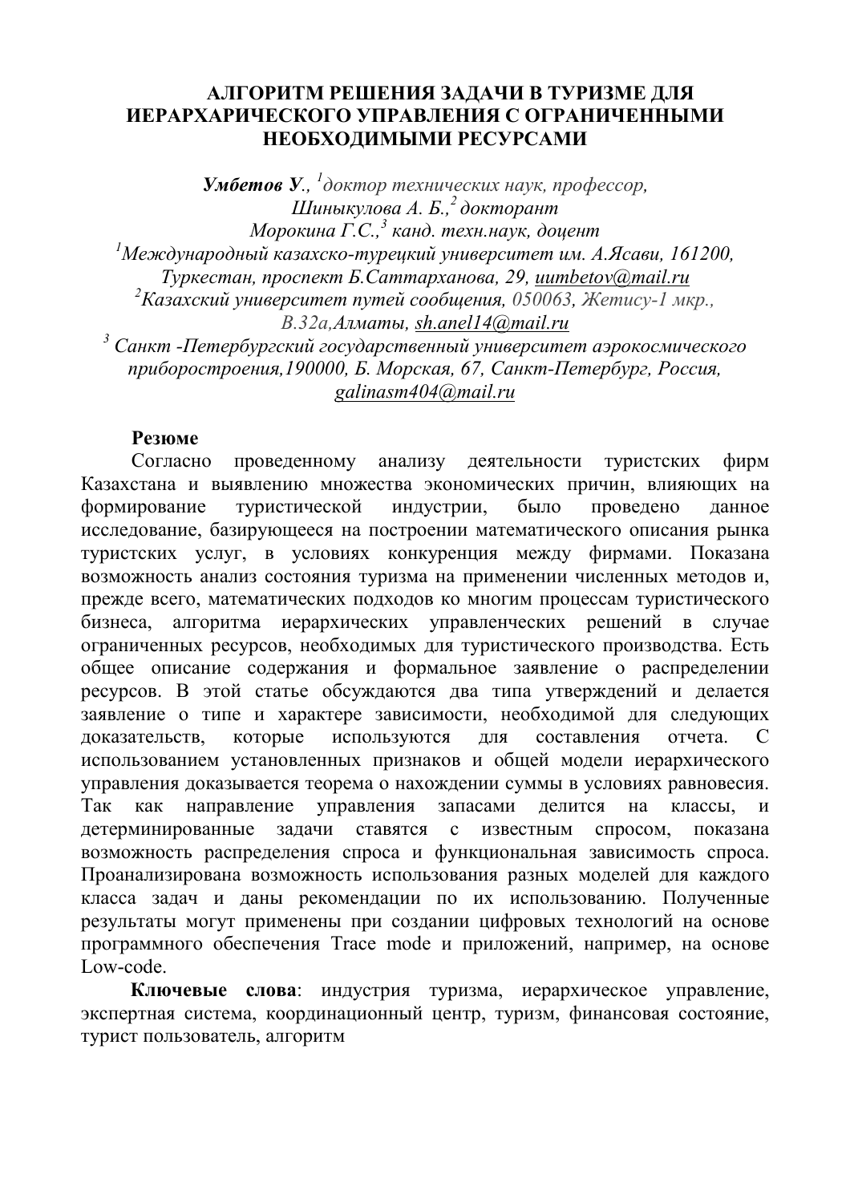# АЛГОРИТМ РЕШЕНИЯ ЗАДАЧИ В ТУРИЗМЕ ДЛЯ ИЕРАРХАРИЧЕСКОГО УПРАВЛЕНИЯ С ОГРАНИЧЕННЫМИ НЕОБХОДИМЫМИ РЕСУРСАМИ

***Умбетов У.***, *[1]доктор технических наук, профессор,*
*Шиныкулова А. Б.,[2] докторант*
*Морокина Г.С.,[3] канд. техн.наук, доцент*

*[1]Международный казахско-турецкий университет им. А.Ясави, 161200, Туркестан, проспект Б.Саттарханова, 29, uumbetov@mail.ru*

*[2]Казахский университет путей сообщения, 050063, Жетису-1 мкр., В.32а,Алматы, sh.anel14@mail.ru*

*[3] Санкт -Петербургский государственный университет аэрокосмического приборостроения,190000, Б. Морская, 67, Санкт-Петербург, Россия, galinasm404@mail.ru*

**Резюме**

Согласно проведенному анализу деятельности туристских фирм Казахстана и выявлению множества экономических причин, влияющих на формирование туристической индустрии, было проведено данное исследование, базирующееся на построении математического описания рынка туристских услуг, в условиях конкуренция между фирмами. Показана возможность анализ состояния туризма на применении численных методов и, прежде всего, математических подходов ко многим процессам туристического бизнеса, алгоритма иерархических управленческих решений в случае ограниченных ресурсов, необходимых для туристического производства. Есть общее описание содержания и формальное заявление о распределении ресурсов. В этой статье обсуждаются два типа утверждений и делается заявление о типе и характере зависимости, необходимой для следующих доказательств, которые используются для составления отчета. С использованием установленных признаков и общей модели иерархического управления доказывается теорема о нахождении суммы в условиях равновесия. Так как направление управления запасами делится на классы, и детерминированные задачи ставятся с известным спросом, показана возможность распределения спроса и функциональная зависимость спроса. Проанализирована возможность использования разных моделей для каждого класса задач и даны рекомендации по их использованию. Полученные результаты могут применены при создании цифровых технологий на основе программного обеспечения Trace mode и приложений, например, на основе Low-code.

**Ключевые слова**: индустрия туризма, иерархическое управление, экспертная система, координационный центр, туризм, финансовая состояние, турист пользователь, алгоритм